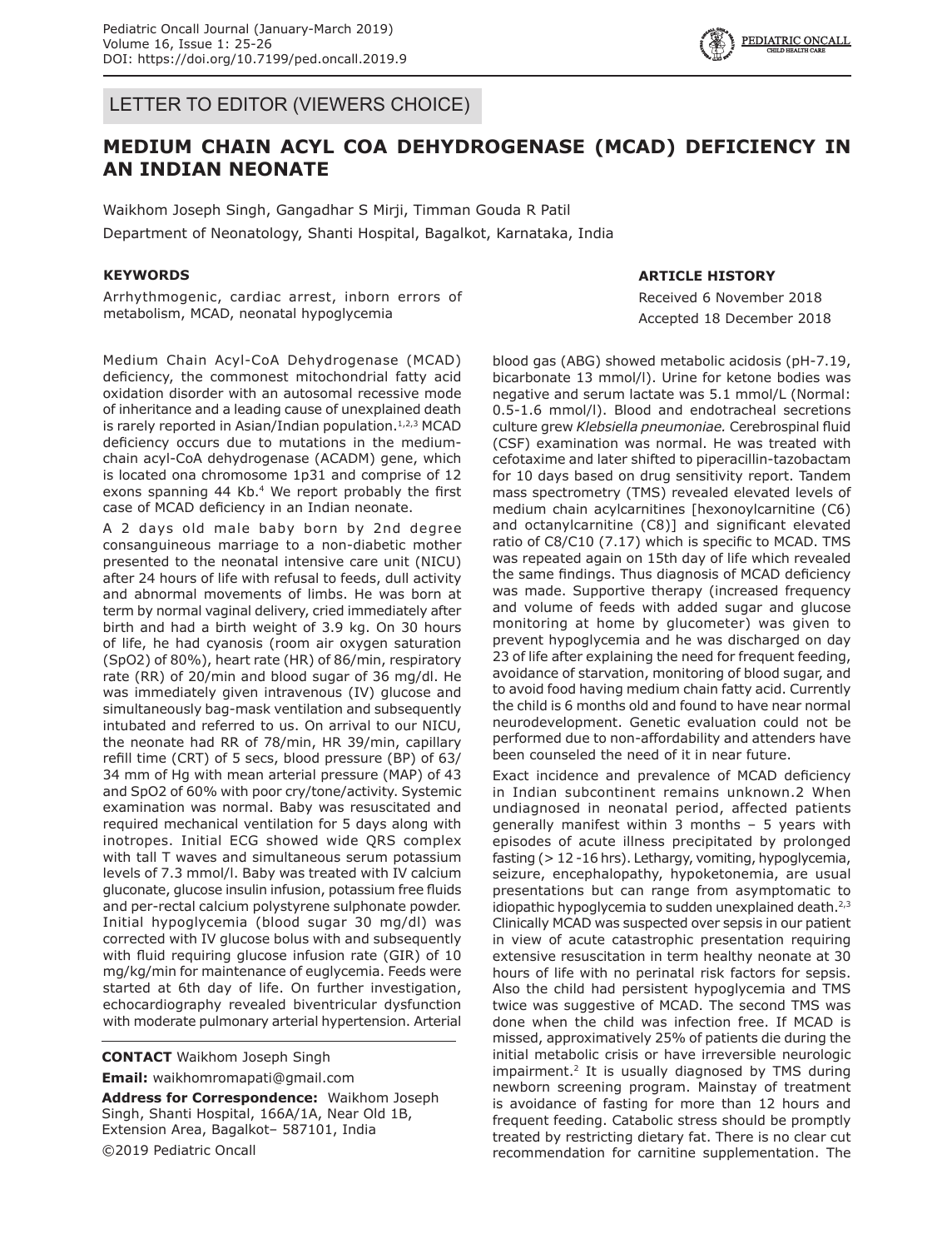LETTER TO EDITOR (VIEWERS CHOICE)

# MEDIUM CHAIN ACYL COA DEHYDROGENASE (MCAD) DEFICIENCY IN AN INDIAN NEONATE

Waikhom Joseph Singh, Gangadhar S Mirji, Timman Gouda R Patil

Department of Neonatology, Shanti Hospital, Bagalkot, Karnataka, India

### KEYWORDS

Arrhythmogenic, cardiac arrest, inborn errors of metabolism, MCAD, neonatal hypoglycemia

### ARTICLE HISTORY

Received 6 November 2018

Accepted 18 December 2018

Medium Chain Acyl-CoA Dehydrogenase (MCAD) deficiency, the commonest mitochondrial fatty acid oxidation disorder with an autosomal recessive mode of inheritance and a leading cause of unexplained death is rarely reported in Asian/Indian population.[1,2,3] MCAD deficiency occurs due to mutations in the medium-chain acyl-CoA dehydrogenase (ACADM) gene, which is located ona chromosome 1p31 and comprise of 12 exons spanning 44 Kb.[4] We report probably the first case of MCAD deficiency in an Indian neonate.

A 2 days old male baby born by 2nd degree consanguineous marriage to a non-diabetic mother presented to the neonatal intensive care unit (NICU) after 24 hours of life with refusal to feeds, dull activity and abnormal movements of limbs. He was born at term by normal vaginal delivery, cried immediately after birth and had a birth weight of 3.9 kg. On 30 hours of life, he had cyanosis (room air oxygen saturation (SpO2) of 80%), heart rate (HR) of 86/min, respiratory rate (RR) of 20/min and blood sugar of 36 mg/dl. He was immediately given intravenous (IV) glucose and simultaneously bag-mask ventilation and subsequently intubated and referred to us. On arrival to our NICU, the neonate had RR of 78/min, HR 39/min, capillary refill time (CRT) of 5 secs, blood pressure (BP) of 63/34 mm of Hg with mean arterial pressure (MAP) of 43 and SpO2 of 60% with poor cry/tone/activity. Systemic examination was normal. Baby was resuscitated and required mechanical ventilation for 5 days along with inotropes. Initial ECG showed wide QRS complex with tall T waves and simultaneous serum potassium levels of 7.3 mmol/l. Baby was treated with IV calcium gluconate, glucose insulin infusion, potassium free fluids and per-rectal calcium polystyrene sulphonate powder. Initial hypoglycemia (blood sugar 30 mg/dl) was corrected with IV glucose bolus with and subsequently with fluid requiring glucose infusion rate (GIR) of 10 mg/kg/min for maintenance of euglycemia. Feeds were started at 6th day of life. On further investigation, echocardiography revealed biventricular dysfunction with moderate pulmonary arterial hypertension. Arterial blood gas (ABG) showed metabolic acidosis (pH-7.19, bicarbonate 13 mmol/l). Urine for ketone bodies was negative and serum lactate was 5.1 mmol/L (Normal: 0.5-1.6 mmol/l). Blood and endotracheal secretions culture grew *Klebsiella pneumoniae.* Cerebrospinal fluid (CSF) examination was normal. He was treated with cefotaxime and later shifted to piperacillin-tazobactam for 10 days based on drug sensitivity report. Tandem mass spectrometry (TMS) revealed elevated levels of medium chain acylcarnitines [hexonoylcarnitine (C6) and octanylcarnitine (C8)] and significant elevated ratio of C8/C10 (7.17) which is specific to MCAD. TMS was repeated again on 15th day of life which revealed the same findings. Thus diagnosis of MCAD deficiency was made. Supportive therapy (increased frequency and volume of feeds with added sugar and glucose monitoring at home by glucometer) was given to prevent hypoglycemia and he was discharged on day 23 of life after explaining the need for frequent feeding, avoidance of starvation, monitoring of blood sugar, and to avoid food having medium chain fatty acid. Currently the child is 6 months old and found to have near normal neurodevelopment. Genetic evaluation could not be performed due to non-affordability and attenders have been counseled the need of it in near future.

Exact incidence and prevalence of MCAD deficiency in Indian subcontinent remains unknown.2 When undiagnosed in neonatal period, affected patients generally manifest within 3 months – 5 years with episodes of acute illness precipitated by prolonged fasting (> 12 -16 hrs). Lethargy, vomiting, hypoglycemia, seizure, encephalopathy, hypoketonemia, are usual presentations but can range from asymptomatic to idiopathic hypoglycemia to sudden unexplained death.[2,3] Clinically MCAD was suspected over sepsis in our patient in view of acute catastrophic presentation requiring extensive resuscitation in term healthy neonate at 30 hours of life with no perinatal risk factors for sepsis. Also the child had persistent hypoglycemia and TMS twice was suggestive of MCAD. The second TMS was done when the child was infection free. If MCAD is missed, approximatively 25% of patients die during the initial metabolic crisis or have irreversible neurologic impairment.[2] It is usually diagnosed by TMS during newborn screening program. Mainstay of treatment is avoidance of fasting for more than 12 hours and frequent feeding. Catabolic stress should be promptly treated by restricting dietary fat. There is no clear cut recommendation for carnitine supplementation. The

**CONTACT** Waikhom Joseph Singh

**Email:** waikhomromapati@gmail.com

**Address for Correspondence:** Waikhom Joseph Singh, Shanti Hospital, 166A/1A, Near Old 1B, Extension Area, Bagalkot– 587101, India

©2019 Pediatric Oncall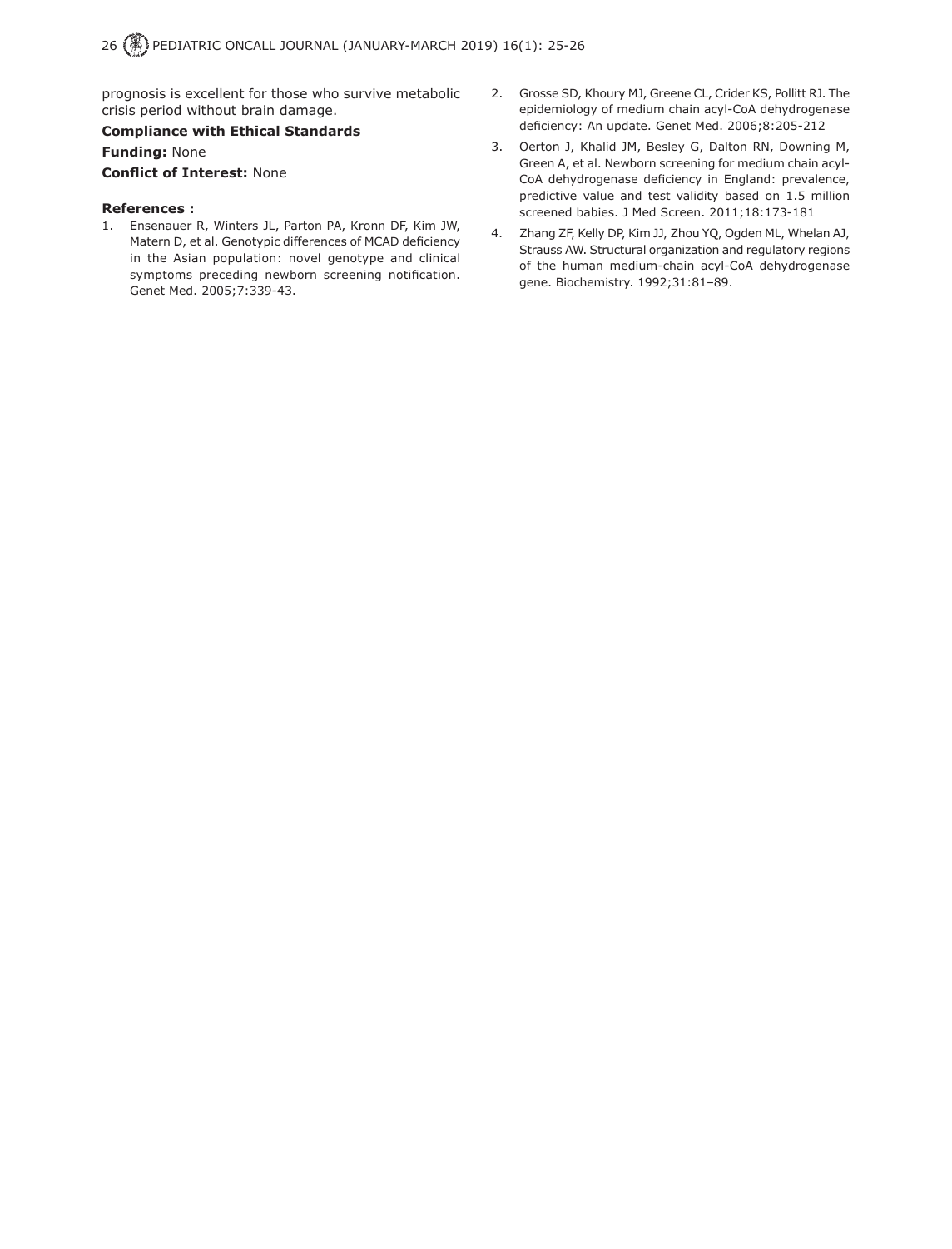prognosis is excellent for those who survive metabolic crisis period without brain damage.

**Compliance with Ethical Standards**

**Funding:** None

**Conflict of Interest:** None

**References :**

1. Ensenauer R, Winters JL, Parton PA, Kronn DF, Kim JW, Matern D, et al. Genotypic differences of MCAD deficiency in the Asian population: novel genotype and clinical symptoms preceding newborn screening notification. Genet Med. 2005;7:339-43.
2. Grosse SD, Khoury MJ, Greene CL, Crider KS, Pollitt RJ. The epidemiology of medium chain acyl-CoA dehydrogenase deficiency: An update. Genet Med. 2006;8:205-212
3. Oerton J, Khalid JM, Besley G, Dalton RN, Downing M, Green A, et al. Newborn screening for medium chain acyl-CoA dehydrogenase deficiency in England: prevalence, predictive value and test validity based on 1.5 million screened babies. J Med Screen. 2011;18:173-181
4. Zhang ZF, Kelly DP, Kim JJ, Zhou YQ, Ogden ML, Whelan AJ, Strauss AW. Structural organization and regulatory regions of the human medium-chain acyl-CoA dehydrogenase gene. Biochemistry. 1992;31:81–89.